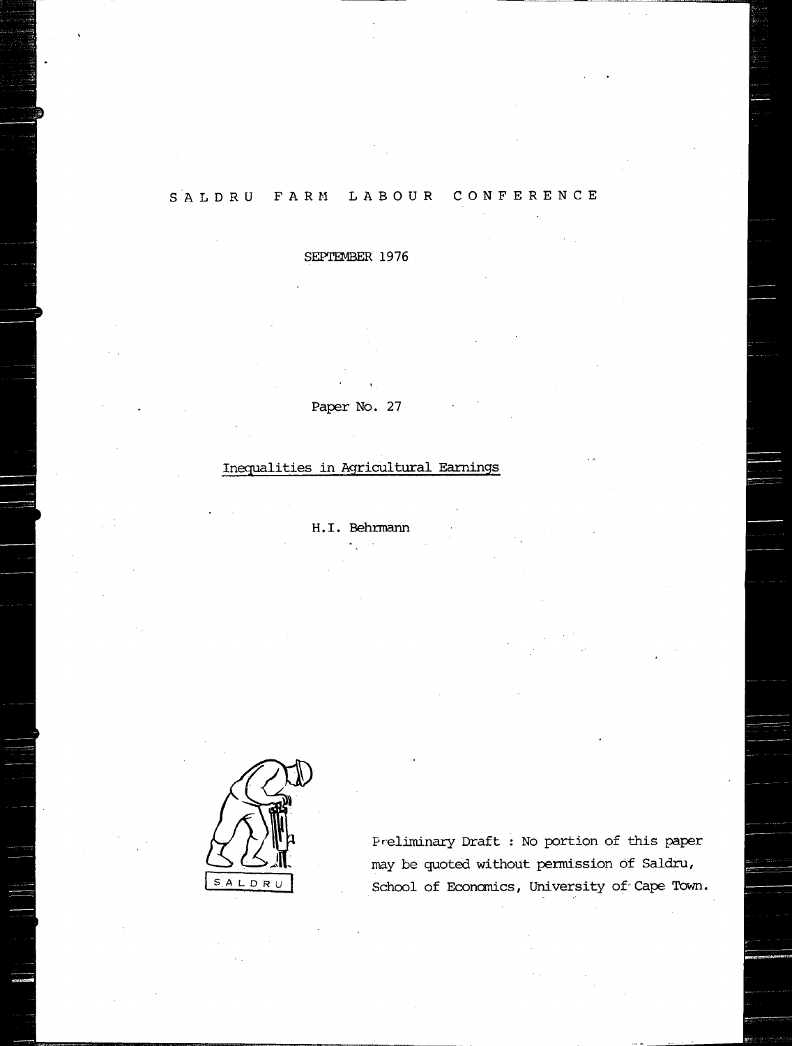# SALDRU FARM LABOUR CONFERENCE

SEPTEMBER 1976

Paper No. 27

## Inequalities in Agricultural Earnings

H.I. Behrmann

SALDRU

Preliminary Draft : No portion of this paper may be quoted without permission of Saldru, School of Economics, University of Cape Town.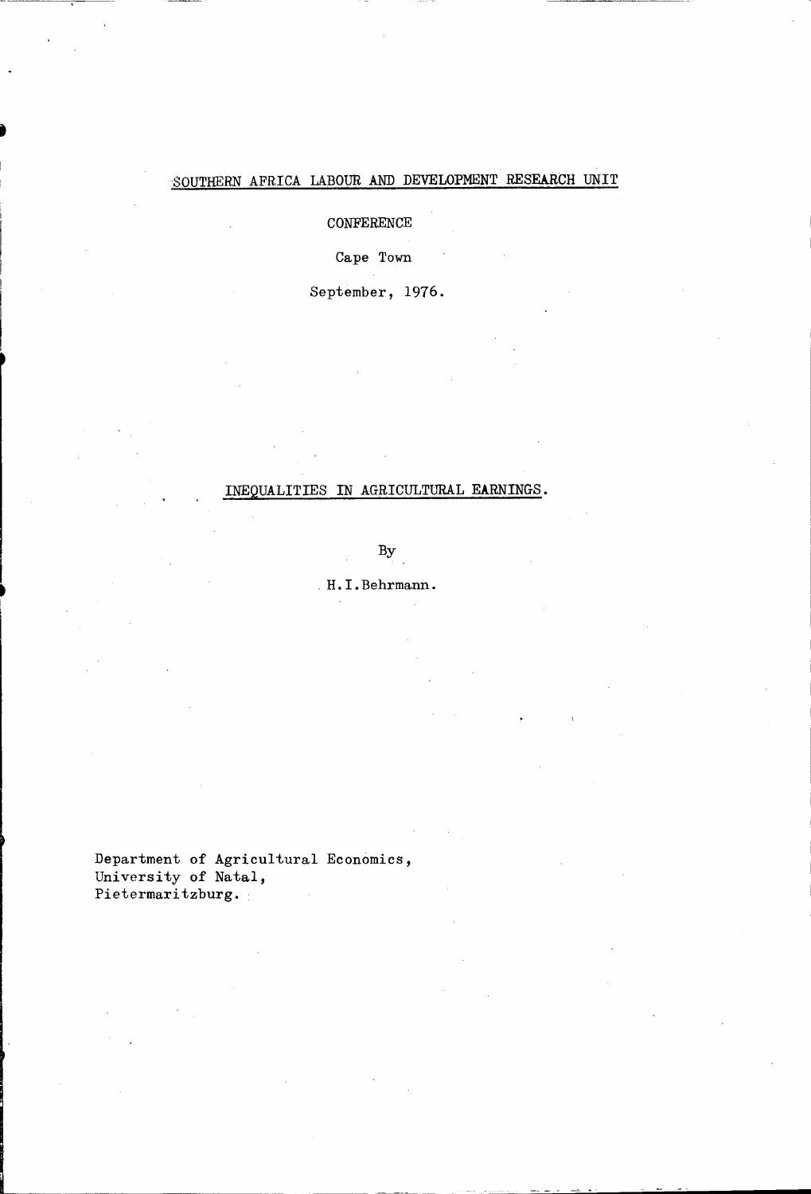SOUTHERN AFRICA LABOUR AND DEVELOPMENT RESEARCH UNIT

CONFERENCE

Cape Town

September, 1976.

# INEQUALITIES IN AGRICULTURAL EARNINGS.

By

H.I.Behrmann.

Department of Agricultural Economics,
University of Natal,
Pietermaritzburg.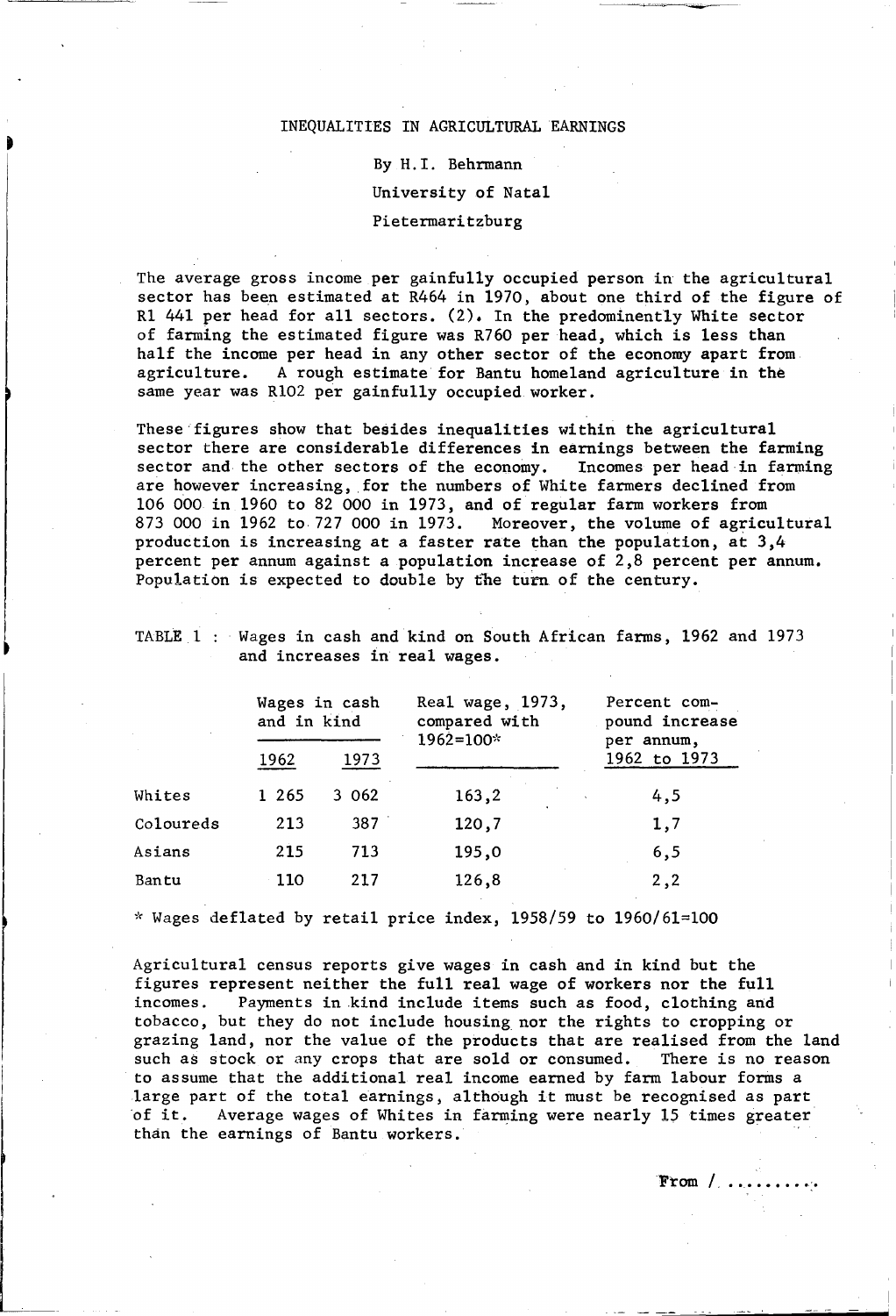# INEQUALITIES IN AGRICULTURAL EARNINGS

By H.I. Behrmann

University of Natal

Pietermaritzburg

The average gross income per gainfully occupied person in the agricultural sector has been estimated at R464 in 1970, about one third of the figure of R1 441 per head for all sectors. (2). In the predominently White sector of farming the estimated figure was R760 per head, which is less than half the income per head in any other sector of the economy apart from agriculture. A rough estimate for Bantu homeland agriculture in the same year was R102 per gainfully occupied worker.

These figures show that besides inequalities within the agricultural sector there are considerable differences in earnings between the farming sector and the other sectors of the economy. Incomes per head in farming are however increasing, for the numbers of White farmers declined from 106 000 in 1960 to 82 000 in 1973, and of regular farm workers from 873 000 in 1962 to 727 000 in 1973. Moreover, the volume of agricultural production is increasing at a faster rate than the population, at 3,4 percent per annum against a population increase of 2,8 percent per annum. Population is expected to double by the turn of the century.

TABLE 1 : Wages in cash and kind on South African farms, 1962 and 1973 and increases in real wages.

| | Wages in cash and in kind | | Real wage, 1973, compared with 1962=100* | Percent compound increase per annum, 1962 to 1973 |
|---|---|---|---|---|
| | 1962 | 1973 | | |
| Whites | 1 265 | 3 062 | 163,2 | 4,5 |
| Coloureds | 213 | 387 | 120,7 | 1,7 |
| Asians | 215 | 713 | 195,0 | 6,5 |
| Bantu | 110 | 217 | 126,8 | 2,2 |

\* Wages deflated by retail price index, 1958/59 to 1960/61=100

Agricultural census reports give wages in cash and in kind but the figures represent neither the full real wage of workers nor the full incomes. Payments in kind include items such as food, clothing and tobacco, but they do not include housing nor the rights to cropping or grazing land, nor the value of the products that are realised from the land such as stock or any crops that are sold or consumed. There is no reason to assume that the additional real income earned by farm labour forms a large part of the total earnings, although it must be recognised as part of it. Average wages of Whites in farming were nearly 15 times greater than the earnings of Bantu workers.

From / ..........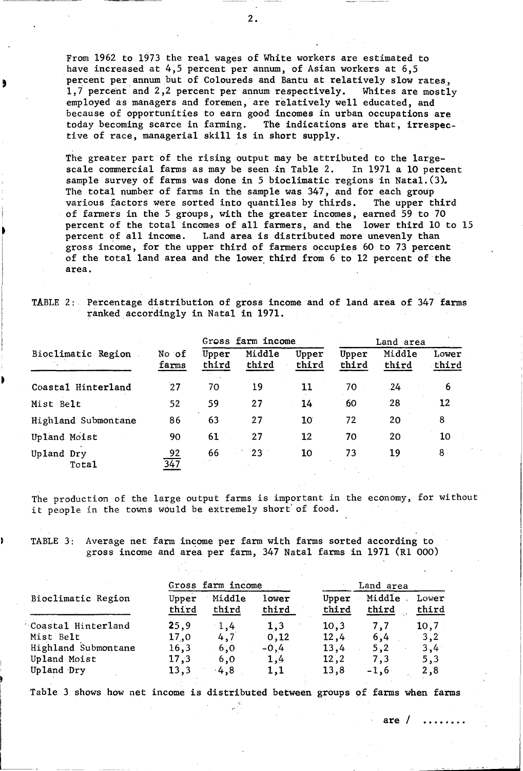From 1962 to 1973 the real wages of White workers are estimated to have increased at 4,5 percent per annum, of Asian workers at 6,5 percent per annum but of Coloureds and Bantu at relatively slow rates, 1,7 percent and 2,2 percent per annum respectively. Whites are mostly employed as managers and foremen, are relatively well educated, and because of opportunities to earn good incomes in urban occupations are today becoming scarce in farming. The indications are that, irrespective of race, managerial skill is in short supply.

The greater part of the rising output may be attributed to the large-scale commercial farms as may be seen in Table 2. In 1971 a 10 percent sample survey of farms was done in 5 bioclimatic regions in Natal.(3). The total number of farms in the sample was 347, and for each group various factors were sorted into quantiles by thirds. The upper third of farmers in the 5 groups, with the greater incomes, earned 59 to 70 percent of the total incomes of all farmers, and the lower third 10 to 15 percent of all income. Land area is distributed more unevenly than gross income, for the upper third of farmers occupies 60 to 73 percent of the total land area and the lower third from 6 to 12 percent of the area.

TABLE 2: Percentage distribution of gross income and of land area of 347 farms ranked accordingly in Natal in 1971.

| Bioclimatic Region | No of farms | Gross farm income | | | Land area | | |
|---|---|---|---|---|---|---|---|
| | | Upper third | Middle third | Upper third | Upper third | Middle third | Lower third |
| Coastal Hinterland | 27 | 70 | 19 | 11 | 70 | 24 | 6 |
| Mist Belt | 52 | 59 | 27 | 14 | 60 | 28 | 12 |
| Highland Submontane | 86 | 63 | 27 | 10 | 72 | 20 | 8 |
| Upland Moist | 90 | 61 | 27 | 12 | 70 | 20 | 10 |
| Upland Dry | 92 | 66 | 23 | 10 | 73 | 19 | 8 |
| Total | 347 | | | | | | |

The production of the large output farms is important in the economy, for without it people in the towns would be extremely short of food.

TABLE 3: Average net farm income per farm with farms sorted according to gross income and area per farm, 347 Natal farms in 1971 (R1 000)

| Bioclimatic Region | Gross farm income | | | Land area | | |
|---|---|---|---|---|---|---|
| | Upper third | Middle third | lower third | Upper third | Middle third | Lower third |
| Coastal Hinterland | 25,9 | 1,4 | 1,3 | 10,3 | 7,7 | 10,7 |
| Mist Belt | 17,0 | 4,7 | 0,12 | 12,4 | 6,4 | 3,2 |
| Highland Submontane | 16,3 | 6,0 | -0,4 | 13,4 | 5,2 | 3,4 |
| Upland Moist | 17,3 | 6,0 | 1,4 | 12,2 | 7,3 | 5,3 |
| Upland Dry | 13,3 | 4,8 | 1,1 | 13,8 | -1,6 | 2,8 |

Table 3 shows how net income is distributed between groups of farms when farms

are / ........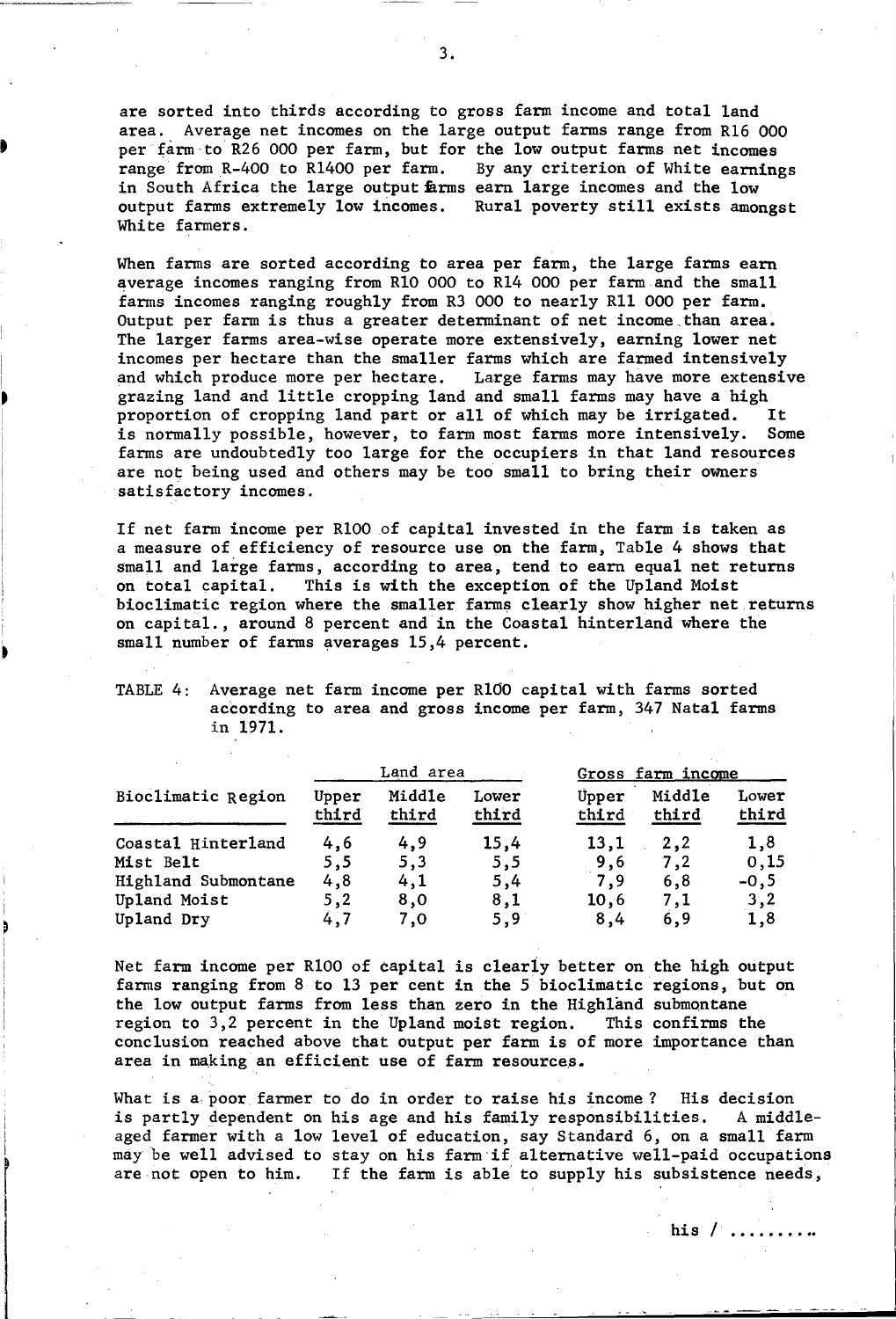are sorted into thirds according to gross farm income and total land area. Average net incomes on the large output farms range from R16 000 per farm to R26 000 per farm, but for the low output farms net incomes range from R-400 to R1400 per farm. By any criterion of White earnings in South Africa the large output farms earn large incomes and the low output farms extremely low incomes. Rural poverty still exists amongst White farmers.

When farms are sorted according to area per farm, the large farms earn average incomes ranging from R10 000 to R14 000 per farm and the small farms incomes ranging roughly from R3 000 to nearly R11 000 per farm. Output per farm is thus a greater determinant of net income than area. The larger farms area-wise operate more extensively, earning lower net incomes per hectare than the smaller farms which are farmed intensively and which produce more per hectare. Large farms may have more extensive grazing land and little cropping land and small farms may have a high proportion of cropping land part or all of which may be irrigated. It is normally possible, however, to farm most farms more intensively. Some farms are undoubtedly too large for the occupiers in that land resources are not being used and others may be too small to bring their owners satisfactory incomes.

If net farm income per R100 of capital invested in the farm is taken as a measure of efficiency of resource use on the farm, Table 4 shows that small and large farms, according to area, tend to earn equal net returns on total capital. This is with the exception of the Upland Moist bioclimatic region where the smaller farms clearly show higher net returns on capital., around 8 percent and in the Coastal hinterland where the small number of farms averages 15,4 percent.

TABLE 4: Average net farm income per R100 capital with farms sorted according to area and gross income per farm, 347 Natal farms in 1971.

| Bioclimatic Region | Land area | | | Gross farm income | | |
|---|---|---|---|---|---|---|
| | Upper third | Middle third | Lower third | Upper third | Middle third | Lower third |
| Coastal Hinterland | 4,6 | 4,9 | 15,4 | 13,1 | 2,2 | 1,8 |
| Mist Belt | 5,5 | 5,3 | 5,5 | 9,6 | 7,2 | 0,15 |
| Highland Submontane | 4,8 | 4,1 | 5,4 | 7,9 | 6,8 | -0,5 |
| Upland Moist | 5,2 | 8,0 | 8,1 | 10,6 | 7,1 | 3,2 |
| Upland Dry | 4,7 | 7,0 | 5,9 | 8,4 | 6,9 | 1,8 |

Net farm income per R100 of capital is clearly better on the high output farms ranging from 8 to 13 per cent in the 5 bioclimatic regions, but on the low output farms from less than zero in the Highland submontane region to 3,2 percent in the Upland moist region. This confirms the conclusion reached above that output per farm is of more importance than area in making an efficient use of farm resources.

What is a poor farmer to do in order to raise his income ? His decision is partly dependent on his age and his family responsibilities. A middle-aged farmer with a low level of education, say Standard 6, on a small farm may be well advised to stay on his farm if alternative well-paid occupations are not open to him. If the farm is able to supply his subsistence needs,

his / .........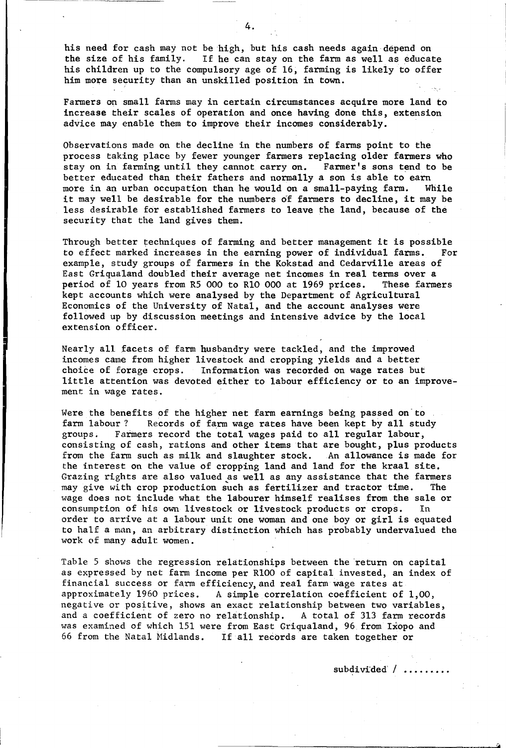his need for cash may not be high, but his cash needs again depend on the size of his family. If he can stay on the farm as well as educate his children up to the compulsory age of 16, farming is likely to offer him more security than an unskilled position in town.

Farmers on small farms may in certain circumstances acquire more land to increase their scales of operation and once having done this, extension advice may enable them to improve their incomes considerably.

Observations made on the decline in the numbers of farms point to the process taking place by fewer younger farmers replacing older farmers who stay on in farming until they cannot carry on. Farmer's sons tend to be better educated than their fathers and normally a son is able to earn more in an urban occupation than he would on a small-paying farm. While it may well be desirable for the numbers of farmers to decline, it may be less desirable for established farmers to leave the land, because of the security that the land gives them.

Through better techniques of farming and better management it is possible to effect marked increases in the earning power of individual farms. For example, study groups of farmers in the Kokstad and Cedarville areas of East Griqualand doubled their average net incomes in real terms over a period of 10 years from R5 000 to R10 000 at 1969 prices. These farmers kept accounts which were analysed by the Department of Agricultural Economics of the University of Natal, and the account analyses were followed up by discussion meetings and intensive advice by the local extension officer.

Nearly all facets of farm husbandry were tackled, and the improved incomes came from higher livestock and cropping yields and a better choice of forage crops. Information was recorded on wage rates but little attention was devoted either to labour efficiency or to an improvement in wage rates.

Were the benefits of the higher net farm earnings being passed on to farm labour ? Records of farm wage rates have been kept by all study groups. Farmers record the total wages paid to all regular labour, consisting of cash, rations and other items that are bought, plus products from the farm such as milk and slaughter stock. An allowance is made for the interest on the value of cropping land and land for the kraal site. Grazing rights are also valued as well as any assistance that the farmers may give with crop production such as fertilizer and tractor time. The wage does not include what the labourer himself realises from the sale or consumption of his own livestock or livestock products or crops. In order to arrive at a labour unit one woman and one boy or girl is equated to half a man, an arbitrary distinction which has probably undervalued the work of many adult women.

Table 5 shows the regression relationships between the return on capital as expressed by net farm income per R100 of capital invested, an index of financial success or farm efficiency, and real farm wage rates at approximately 1960 prices. A simple correlation coefficient of 1,00, negative or positive, shows an exact relationship between two variables, and a coefficient of zero no relationship. A total of 313 farm records was examined of which 151 were from East Griqualand, 96 from Ixopo and 66 from the Natal Midlands. If all records are taken together or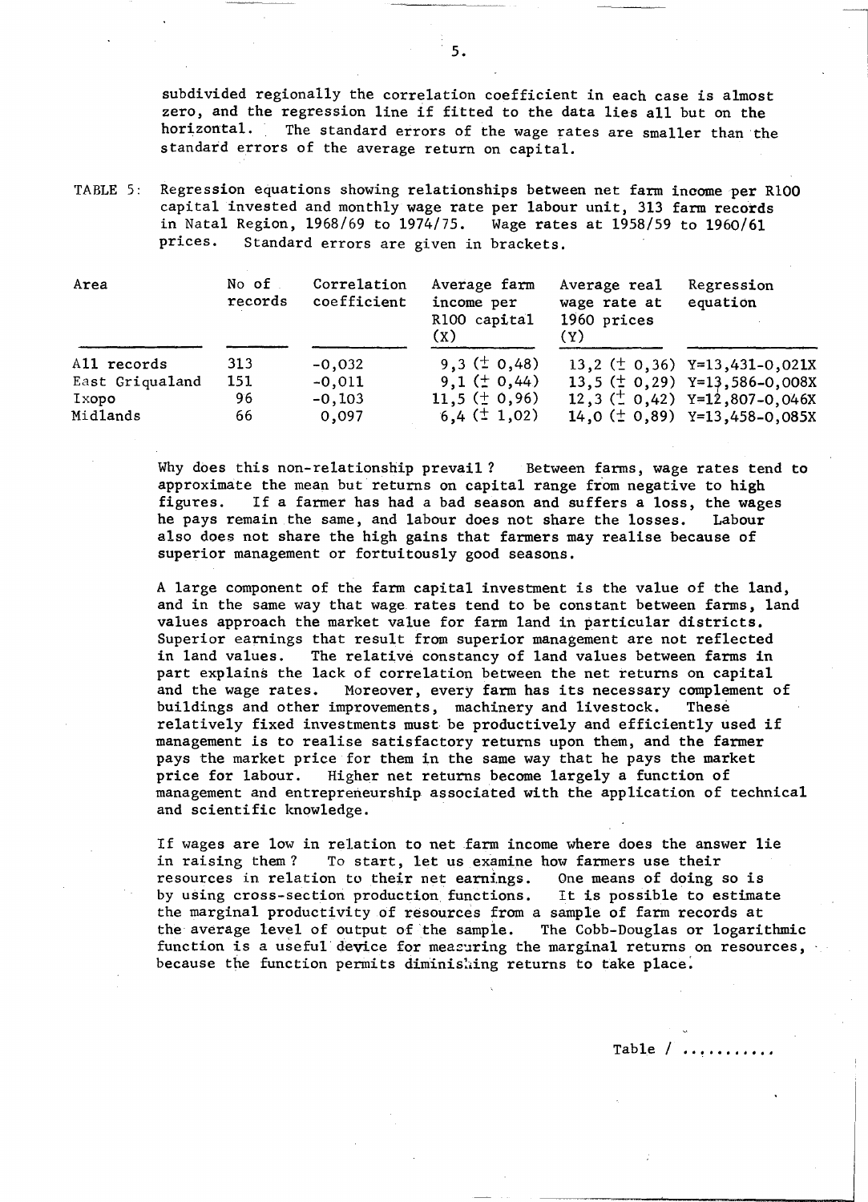subdivided regionally the correlation coefficient in each case is almost zero, and the regression line if fitted to the data lies all but on the horizontal. The standard errors of the wage rates are smaller than the standard errors of the average return on capital.

TABLE 5: Regression equations showing relationships between net farm income per R100 capital invested and monthly wage rate per labour unit, 313 farm records in Natal Region, 1968/69 to 1974/75. Wage rates at 1958/59 to 1960/61 prices. Standard errors are given in brackets.

| Area | No of records | Correlation coefficient | Average farm income per R100 capital (X) | Average real wage rate at 1960 prices (Y) | Regression equation |
|---|---|---|---|---|---|
| All records | 313 | -0,032 | 9,3 (± 0,48) | 13,2 (± 0,36) | Y=13,431-0,021X |
| East Griqualand | 151 | -0,011 | 9,1 (± 0,44) | 13,5 (± 0,29) | Y=13,586-0,008X |
| Ixopo | 96 | -0,103 | 11,5 (± 0,96) | 12,3 (± 0,42) | Y=12,807-0,046X |
| Midlands | 66 | 0,097 | 6,4 (± 1,02) | 14,0 (± 0,89) | Y=13,458-0,085X |

Why does this non-relationship prevail? Between farms, wage rates tend to approximate the mean but returns on capital range from negative to high figures. If a farmer has had a bad season and suffers a loss, the wages he pays remain the same, and labour does not share the losses. Labour also does not share the high gains that farmers may realise because of superior management or fortuitously good seasons.

A large component of the farm capital investment is the value of the land, and in the same way that wage rates tend to be constant between farms, land values approach the market value for farm land in particular districts. Superior earnings that result from superior management are not reflected in land values. The relative constancy of land values between farms in part explains the lack of correlation between the net returns on capital and the wage rates. Moreover, every farm has its necessary complement of buildings and other improvements, machinery and livestock. These relatively fixed investments must be productively and efficiently used if management is to realise satisfactory returns upon them, and the farmer pays the market price for them in the same way that he pays the market price for labour. Higher net returns become largely a function of management and entrepreneurship associated with the application of technical and scientific knowledge.

If wages are low in relation to net farm income where does the answer lie in raising them? To start, let us examine how farmers use their resources in relation to their net earnings. One means of doing so is by using cross-section production functions. It is possible to estimate the marginal productivity of resources from a sample of farm records at the average level of output of the sample. The Cobb-Douglas or logarithmic function is a useful device for measuring the marginal returns on resources, because the function permits diminishing returns to take place.

Table / ..........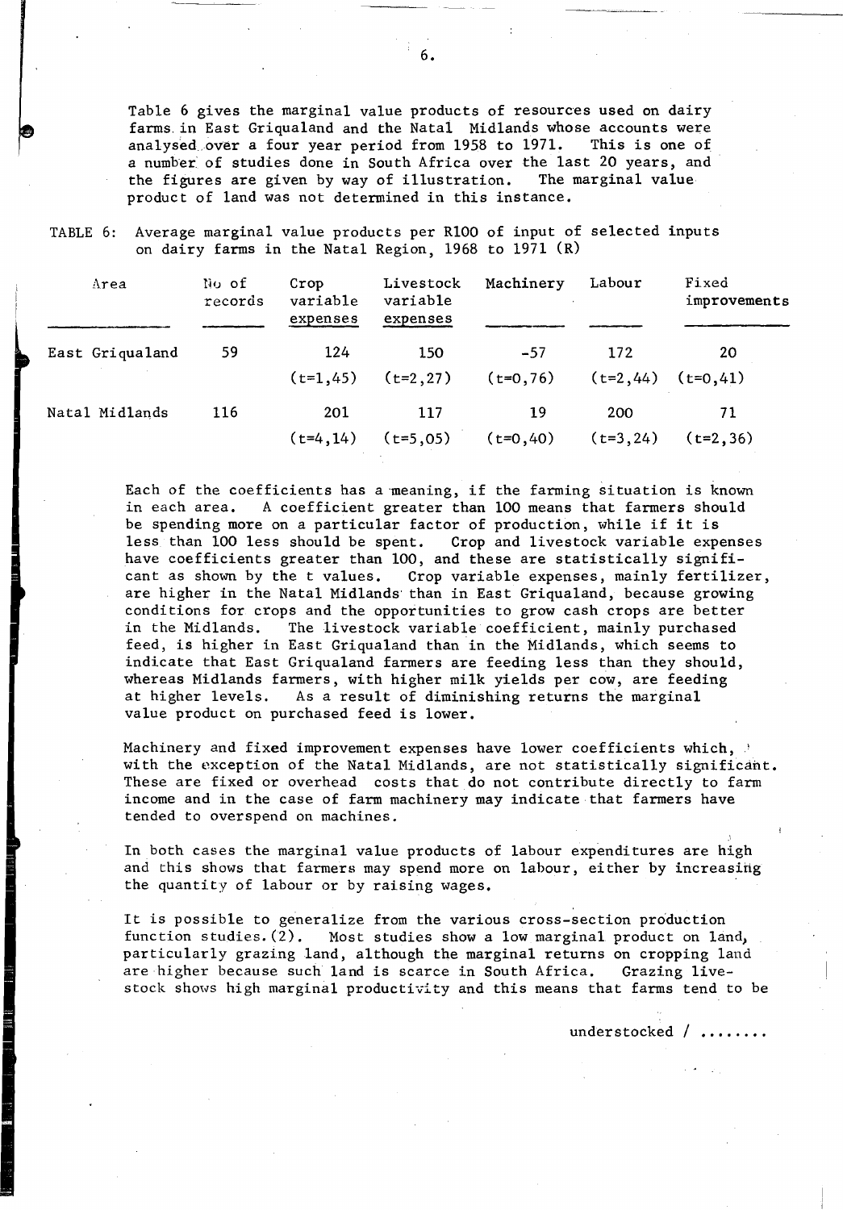Table 6 gives the marginal value products of resources used on dairy farms in East Griqualand and the Natal Midlands whose accounts were analysed over a four year period from 1958 to 1971. This is one of a number of studies done in South Africa over the last 20 years, and the figures are given by way of illustration. The marginal value product of land was not determined in this instance.

TABLE 6: Average marginal value products per R100 of input of selected inputs on dairy farms in the Natal Region, 1968 to 1971 (R)

| Area | No of records | Crop variable expenses | Livestock variable expenses | Machinery | Labour | Fixed improvements |
|---|---|---|---|---|---|---|
| East Griqualand | 59 | 124 | 150 | -57 | 172 | 20 |
| | | (t=1,45) | (t=2,27) | (t=0,76) | (t=2,44) | (t=0,41) |
| Natal Midlands | 116 | 201 | 117 | 19 | 200 | 71 |
| | | (t=4,14) | (t=5,05) | (t=0,40) | (t=3,24) | (t=2,36) |

Each of the coefficients has a meaning, if the farming situation is known in each area. A coefficient greater than 100 means that farmers should be spending more on a particular factor of production, while if it is less than 100 less should be spent. Crop and livestock variable expenses have coefficients greater than 100, and these are statistically significant as shown by the t values. Crop variable expenses, mainly fertilizer, are higher in the Natal Midlands than in East Griqualand, because growing conditions for crops and the opportunities to grow cash crops are better in the Midlands. The livestock variable coefficient, mainly purchased feed, is higher in East Griqualand than in the Midlands, which seems to indicate that East Griqualand farmers are feeding less than they should, whereas Midlands farmers, with higher milk yields per cow, are feeding at higher levels. As a result of diminishing returns the marginal value product on purchased feed is lower.

Machinery and fixed improvement expenses have lower coefficients which, with the exception of the Natal Midlands, are not statistically significant. These are fixed or overhead costs that do not contribute directly to farm income and in the case of farm machinery may indicate that farmers have tended to overspend on machines.

In both cases the marginal value products of labour expenditures are high and this shows that farmers may spend more on labour, either by increasing the quantity of labour or by raising wages.

It is possible to generalize from the various cross-section production function studies.(2). Most studies show a low marginal product on land, particularly grazing land, although the marginal returns on cropping land are higher because such land is scarce in South Africa. Grazing livestock shows high marginal productivity and this means that farms tend to be

understocked / ........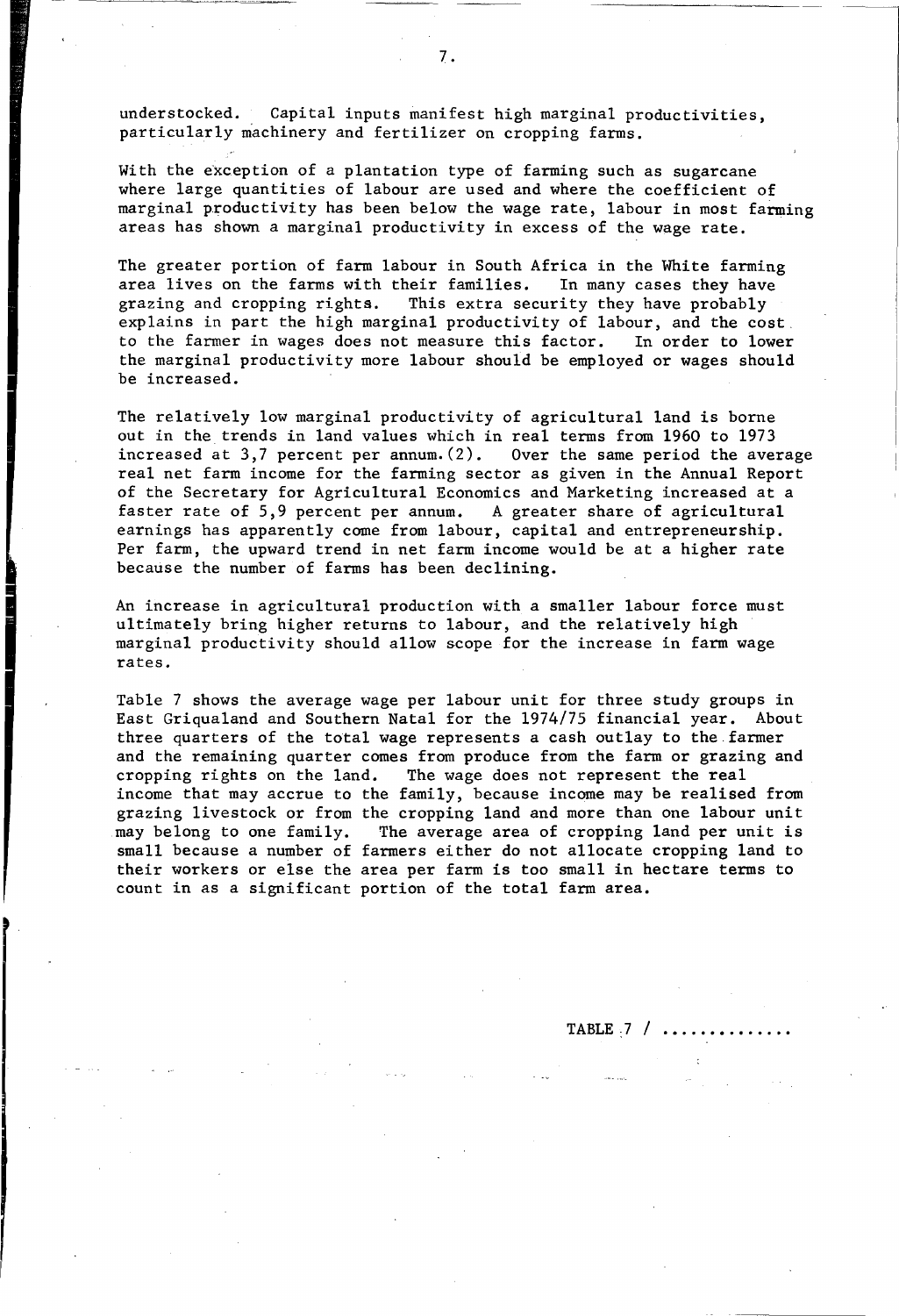understocked. Capital inputs manifest high marginal productivities, particularly machinery and fertilizer on cropping farms.

With the exception of a plantation type of farming such as sugarcane where large quantities of labour are used and where the coefficient of marginal productivity has been below the wage rate, labour in most farming areas has shown a marginal productivity in excess of the wage rate.

The greater portion of farm labour in South Africa in the White farming area lives on the farms with their families. In many cases they have grazing and cropping rights. This extra security they have probably explains in part the high marginal productivity of labour, and the cost to the farmer in wages does not measure this factor. In order to lower the marginal productivity more labour should be employed or wages should be increased.

The relatively low marginal productivity of agricultural land is borne out in the trends in land values which in real terms from 1960 to 1973 increased at 3,7 percent per annum.(2). Over the same period the average real net farm income for the farming sector as given in the Annual Report of the Secretary for Agricultural Economics and Marketing increased at a faster rate of 5,9 percent per annum. A greater share of agricultural earnings has apparently come from labour, capital and entrepreneurship. Per farm, the upward trend in net farm income would be at a higher rate because the number of farms has been declining.

An increase in agricultural production with a smaller labour force must ultimately bring higher returns to labour, and the relatively high marginal productivity should allow scope for the increase in farm wage rates.

Table 7 shows the average wage per labour unit for three study groups in East Griqualand and Southern Natal for the 1974/75 financial year. About three quarters of the total wage represents a cash outlay to the farmer and the remaining quarter comes from produce from the farm or grazing and cropping rights on the land. The wage does not represent the real income that may accrue to the family, because income may be realised from grazing livestock or from the cropping land and more than one labour unit may belong to one family. The average area of cropping land per unit is small because a number of farmers either do not allocate cropping land to their workers or else the area per farm is too small in hectare terms to count in as a significant portion of the total farm area.

TABLE 7 / .............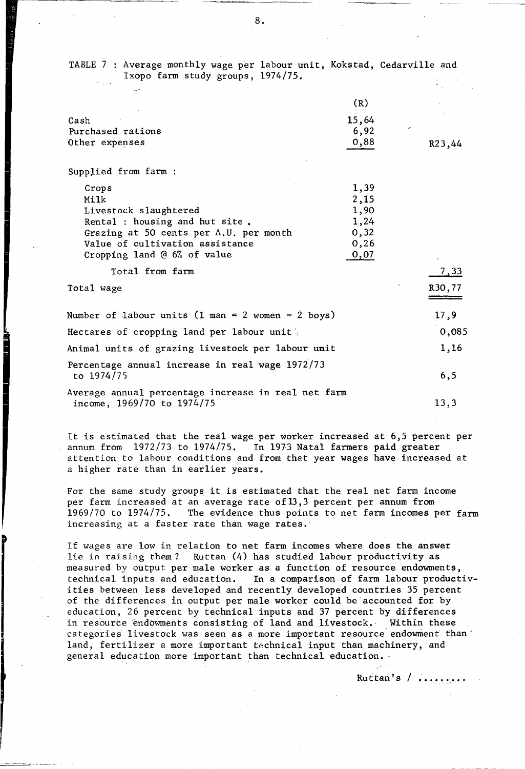TABLE 7 : Average monthly wage per labour unit, Kokstad, Cedarville and Ixopo farm study groups, 1974/75.

| | (R) | |
|---|---|---|
| Cash | 15,64 | |
| Purchased rations | 6,92 | |
| Other expenses | 0,88 | R23,44 |
| Supplied from farm : | | |
| Crops | 1,39 | |
| Milk | 2,15 | |
| Livestock slaughtered | 1,90 | |
| Rental : housing and hut site . | 1,24 | |
| Grazing at 50 cents per A.U. per month | 0,32 | |
| Value of cultivation assistance | 0,26 | |
| Cropping land @ 6% of value | 0,07 | |
| Total from farm | | 7,33 |
| Total wage | | R30,77 |
| Number of labour units (1 man = 2 women = 2 boys) | | 17,9 |
| Hectares of cropping land per labour unit | | 0,085 |
| Animal units of grazing livestock per labour unit | | 1,16 |
| Percentage annual increase in real wage 1972/73 to 1974/75 | | 6,5 |
| Average annual percentage increase in real net farm income, 1969/70 to 1974/75 | | 13,3 |

It is estimated that the real wage per worker increased at 6,5 percent per annum from 1972/73 to 1974/75. In 1973 Natal farmers paid greater attention to labour conditions and from that year wages have increased at a higher rate than in earlier years.

For the same study groups it is estimated that the real net farm income per farm increased at an average rate of 13,3 percent per annum from 1969/70 to 1974/75. The evidence thus points to net farm incomes per farm increasing at a faster rate than wage rates.

If wages are low in relation to net farm incomes where does the answer lie in raising them? Ruttan (4) has studied labour productivity as measured by output per male worker as a function of resource endowments, technical inputs and education. In a comparison of farm labour productivities between less developed and recently developed countries 35 percent of the differences in output per male worker could be accounted for by education, 26 percent by technical inputs and 37 percent by differences in resource endowments consisting of land and livestock. Within these categories livestock was seen as a more important resource endowment than land, fertilizer a more important technical input than machinery, and general education more important than technical education.

Ruttan's / .........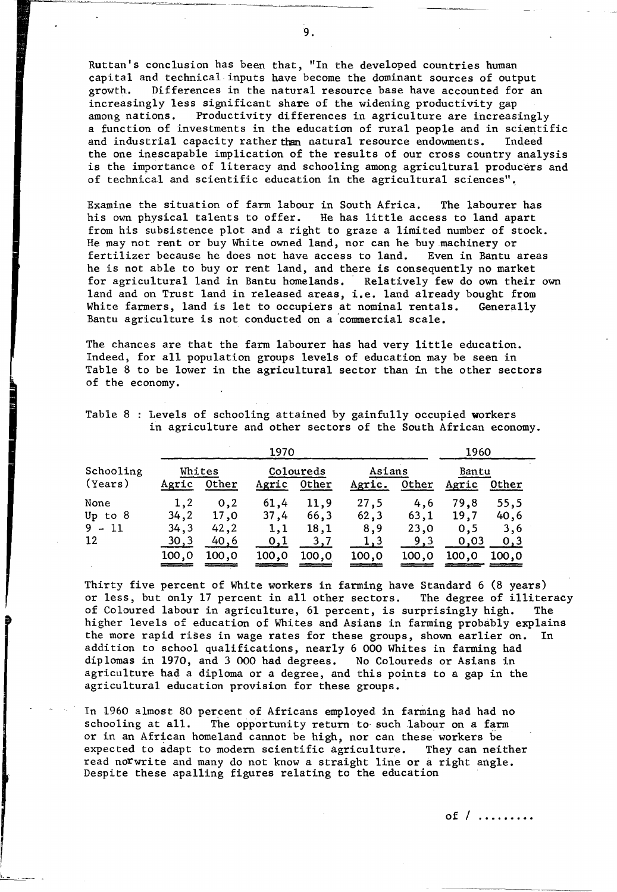Ruttan's conclusion has been that, "In the developed countries human capital and technical inputs have become the dominant sources of output growth. Differences in the natural resource base have accounted for an increasingly less significant share of the widening productivity gap among nations. Productivity differences in agriculture are increasingly a function of investments in the education of rural people and in scientific and industrial capacity rather than natural resource endowments. Indeed the one inescapable implication of the results of our cross country analysis is the importance of literacy and schooling among agricultural producers and of technical and scientific education in the agricultural sciences".

Examine the situation of farm labour in South Africa. The labourer has his own physical talents to offer. He has little access to land apart from his subsistence plot and a right to graze a limited number of stock. He may not rent or buy White owned land, nor can he buy machinery or fertilizer because he does not have access to land. Even in Bantu areas he is not able to buy or rent land, and there is consequently no market for agricultural land in Bantu homelands. Relatively few do own their own land and on Trust land in released areas, i.e. land already bought from White farmers, land is let to occupiers at nominal rentals. Generally Bantu agriculture is not conducted on a commercial scale.

The chances are that the farm labourer has had very little education. Indeed, for all population groups levels of education may be seen in Table 8 to be lower in the agricultural sector than in the other sectors of the economy.

Table 8 : Levels of schooling attained by gainfully occupied workers in agriculture and other sectors of the South African economy.

| | 1970 | | | | | | 1960 | |
|---|---|---|---|---|---|---|---|---|
| Schooling (Years) | Whites | | Coloureds | | Asians | | Bantu | |
| | Agric | Other | Agric | Other | Agric. | Other | Agric | Other |
| None | 1,2 | 0,2 | 61,4 | 11,9 | 27,5 | 4,6 | 79,8 | 55,5 |
| Up to 8 | 34,2 | 17,0 | 37,4 | 66,3 | 62,3 | 63,1 | 19,7 | 40,6 |
| 9 - 11 | 34,3 | 42,2 | 1,1 | 18,1 | 8,9 | 23,0 | 0,5 | 3,6 |
| 12 | 30,3 | 40,6 | 0,1 | 3,7 | 1,3 | 9,3 | 0,03 | 0,3 |
| | 100,0 | 100,0 | 100,0 | 100,0 | 100,0 | 100,0 | 100,0 | 100,0 |

Thirty five percent of White workers in farming have Standard 6 (8 years) or less, but only 17 percent in all other sectors. The degree of illiteracy of Coloured labour in agriculture, 61 percent, is surprisingly high. The higher levels of education of Whites and Asians in farming probably explains the more rapid rises in wage rates for these groups, shown earlier on. In addition to school qualifications, nearly 6 000 Whites in farming had diplomas in 1970, and 3 000 had degrees. No Coloureds or Asians in agriculture had a diploma or a degree, and this points to a gap in the agricultural education provision for these groups.

In 1960 almost 80 percent of Africans employed in farming had had no schooling at all. The opportunity return to such labour on a farm or in an African homeland cannot be high, nor can these workers be expected to adapt to modern scientific agriculture. They can neither read nor write and many do not know a straight line or a right angle. Despite these apalling figures relating to the education

of / .........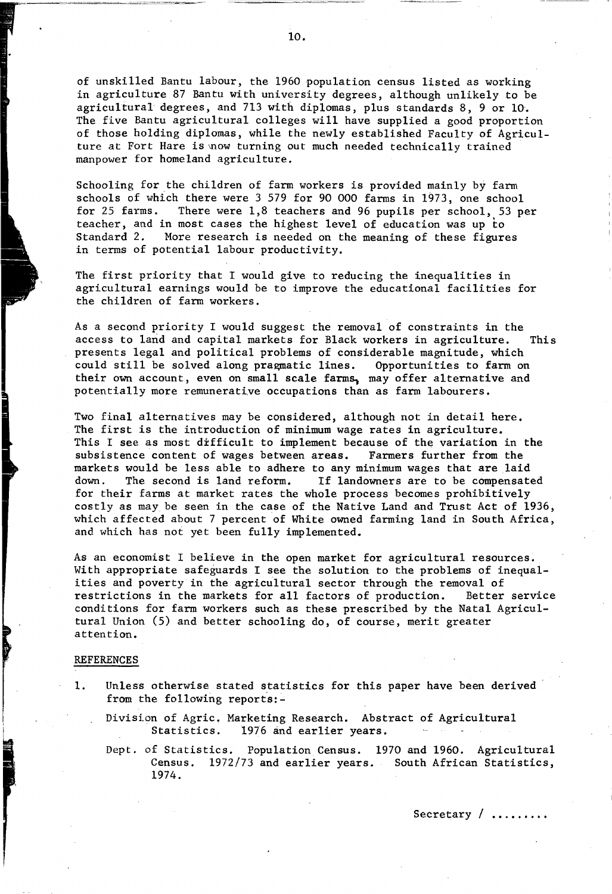of unskilled Bantu labour, the 1960 population census listed as working in agriculture 87 Bantu with university degrees, although unlikely to be agricultural degrees, and 713 with diplomas, plus standards 8, 9 or 10. The five Bantu agricultural colleges will have supplied a good proportion of those holding diplomas, while the newly established Faculty of Agriculture at Fort Hare is now turning out much needed technically trained manpower for homeland agriculture.

Schooling for the children of farm workers is provided mainly by farm schools of which there were 3 579 for 90 000 farms in 1973, one school for 25 farms. There were 1,8 teachers and 96 pupils per school, 53 per teacher, and in most cases the highest level of education was up to Standard 2. More research is needed on the meaning of these figures in terms of potential labour productivity.

The first priority that I would give to reducing the inequalities in agricultural earnings would be to improve the educational facilities for the children of farm workers.

As a second priority I would suggest the removal of constraints in the access to land and capital markets for Black workers in agriculture. This presents legal and political problems of considerable magnitude, which could still be solved along pragmatic lines. Opportunities to farm on their own account, even on small scale farms, may offer alternative and potentially more remunerative occupations than as farm labourers.

Two final alternatives may be considered, although not in detail here. The first is the introduction of minimum wage rates in agriculture. This I see as most difficult to implement because of the variation in the subsistence content of wages between areas. Farmers further from the markets would be less able to adhere to any minimum wages that are laid down. The second is land reform. If landowners are to be compensated for their farms at market rates the whole process becomes prohibitively costly as may be seen in the case of the Native Land and Trust Act of 1936, which affected about 7 percent of White owned farming land in South Africa, and which has not yet been fully implemented.

As an economist I believe in the open market for agricultural resources. With appropriate safeguards I see the solution to the problems of inequalities and poverty in the agricultural sector through the removal of restrictions in the markets for all factors of production. Better service conditions for farm workers such as these prescribed by the Natal Agricultural Union (5) and better schooling do, of course, merit greater attention.

## REFERENCES

1. Unless otherwise stated statistics for this paper have been derived from the following reports:-

   Division of Agric. Marketing Research. Abstract of Agricultural Statistics. 1976 and earlier years.

   Dept. of Statistics. Population Census. 1970 and 1960. Agricultural Census. 1972/73 and earlier years. South African Statistics, 1974.

Secretary / .........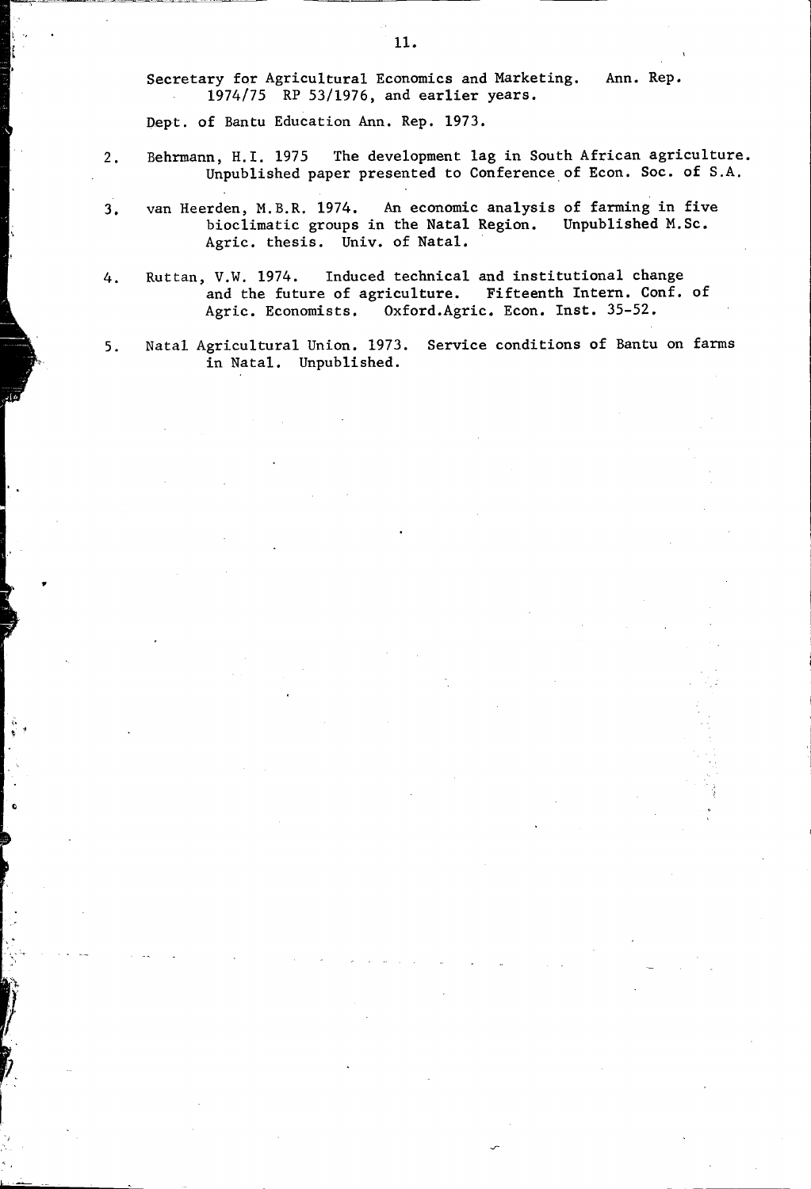Secretary for Agricultural Economics and Marketing. Ann. Rep. 1974/75 RP 53/1976, and earlier years.

Dept. of Bantu Education Ann. Rep. 1973.

2. Behrmann, H.I. 1975 The development lag in South African agriculture. Unpublished paper presented to Conference of Econ. Soc. of S.A.

3. van Heerden, M.B.R. 1974. An economic analysis of farming in five bioclimatic groups in the Natal Region. Unpublished M.Sc. Agric. thesis. Univ. of Natal.

4. Ruttan, V.W. 1974. Induced technical and institutional change and the future of agriculture. Fifteenth Intern. Conf. of Agric. Economists. Oxford.Agric. Econ. Inst. 35-52.

5. Natal Agricultural Union. 1973. Service conditions of Bantu on farms in Natal. Unpublished.